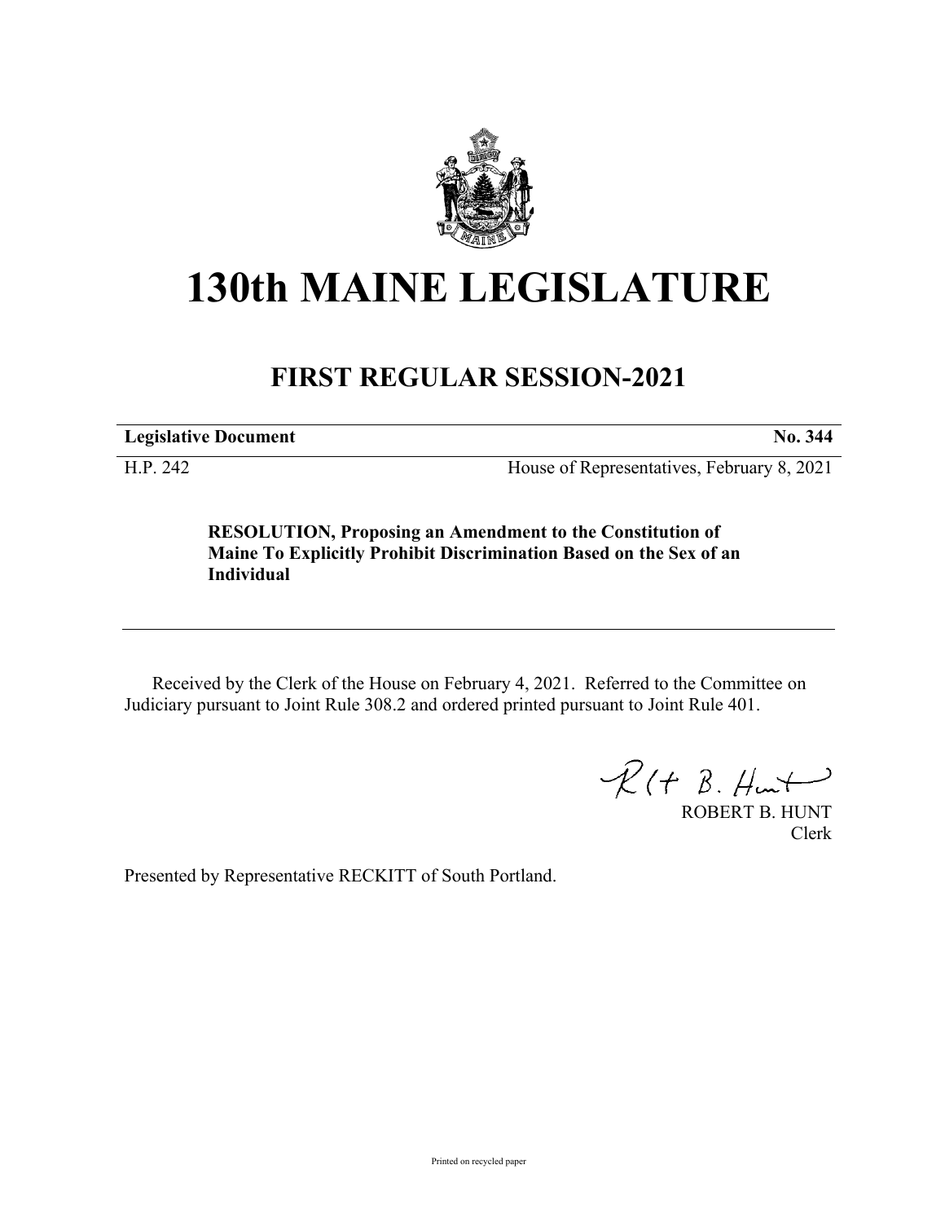# 130th MAINE LEGISLATURE

## FIRST REGULAR SESSION-2021

**Legislative Document** **No. 344**

H.P. 242 House of Representatives, February 8, 2021

**RESOLUTION, Proposing an Amendment to the Constitution of Maine To Explicitly Prohibit Discrimination Based on the Sex of an Individual**

Received by the Clerk of the House on February 4, 2021. Referred to the Committee on Judiciary pursuant to Joint Rule 308.2 and ordered printed pursuant to Joint Rule 401.

ROBERT B. HUNT
Clerk

Presented by Representative RECKITT of South Portland.

Printed on recycled paper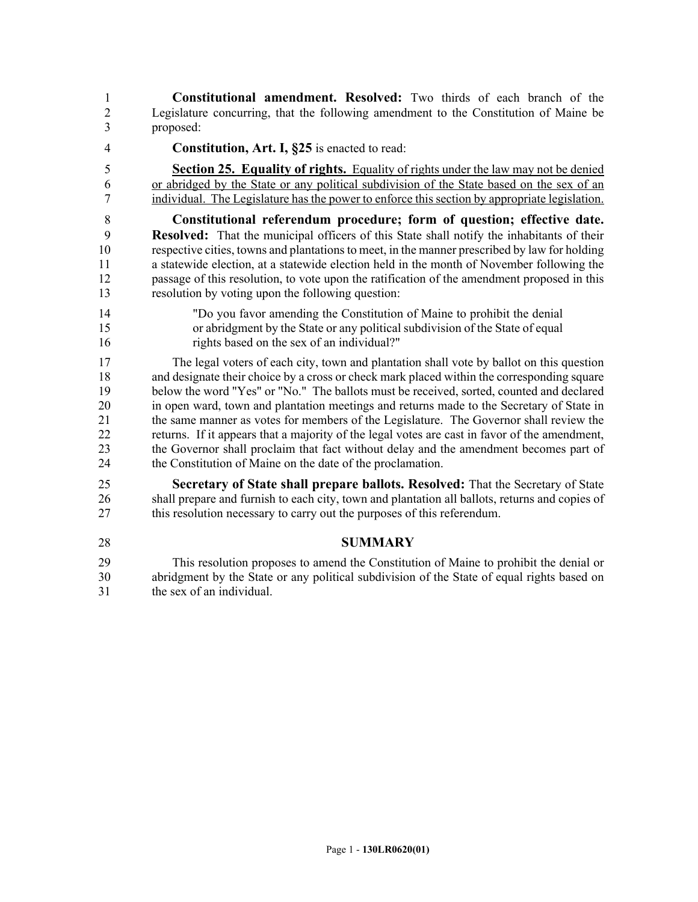**Constitutional amendment. Resolved:** Two thirds of each branch of the Legislature concurring, that the following amendment to the Constitution of Maine be proposed:

**Constitution, Art. I, §25** is enacted to read:

**Section 25. Equality of rights.** Equality of rights under the law may not be denied or abridged by the State or any political subdivision of the State based on the sex of an individual. The Legislature has the power to enforce this section by appropriate legislation.

**Constitutional referendum procedure; form of question; effective date. Resolved:** That the municipal officers of this State shall notify the inhabitants of their respective cities, towns and plantations to meet, in the manner prescribed by law for holding a statewide election, at a statewide election held in the month of November following the passage of this resolution, to vote upon the ratification of the amendment proposed in this resolution by voting upon the following question:

> "Do you favor amending the Constitution of Maine to prohibit the denial or abridgment by the State or any political subdivision of the State of equal rights based on the sex of an individual?"

The legal voters of each city, town and plantation shall vote by ballot on this question and designate their choice by a cross or check mark placed within the corresponding square below the word "Yes" or "No." The ballots must be received, sorted, counted and declared in open ward, town and plantation meetings and returns made to the Secretary of State in the same manner as votes for members of the Legislature. The Governor shall review the returns. If it appears that a majority of the legal votes are cast in favor of the amendment, the Governor shall proclaim that fact without delay and the amendment becomes part of the Constitution of Maine on the date of the proclamation.

**Secretary of State shall prepare ballots. Resolved:** That the Secretary of State shall prepare and furnish to each city, town and plantation all ballots, returns and copies of this resolution necessary to carry out the purposes of this referendum.

## SUMMARY

This resolution proposes to amend the Constitution of Maine to prohibit the denial or abridgment by the State or any political subdivision of the State of equal rights based on the sex of an individual.